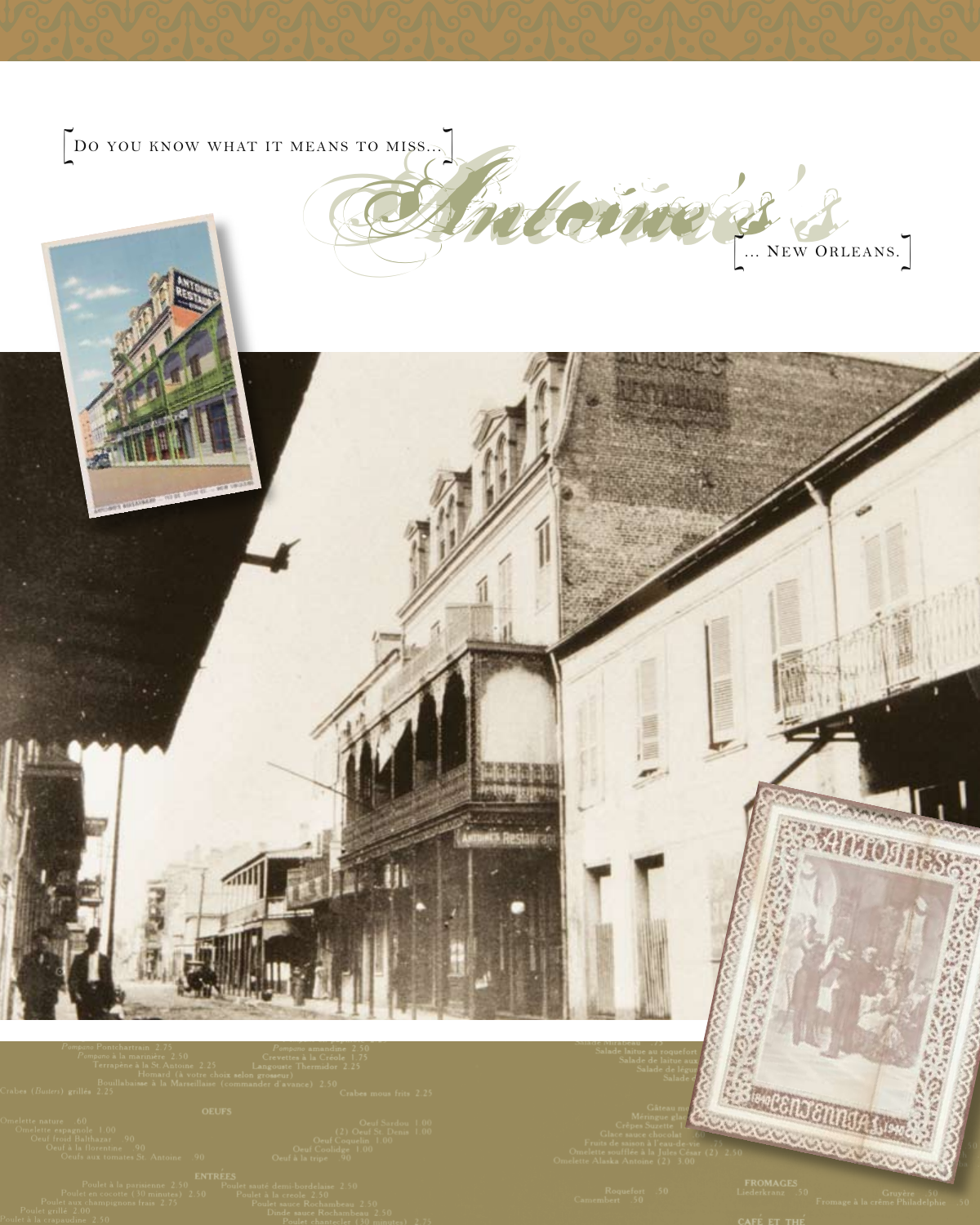[Do you know what it means to miss...]

# Antoine's

[... New Orleans.]

*Pompano* Pontchartrain 2.75
*Pompano* à la marinière 2.50
Terrapène à la St. Antoine 2.25
Homard (à votre choix selon grosseur)
Bouillabaisse à la Marseillaise (commander d'avance) 2.50
Crabes (*Busters*) grillés 2.25

*Pompano* amandine 2.50
Crevettes à la Créole 1.75
Langouste Thermidor 2.25
Crabes mous frits 2.25

OEUFS

Omelette nature .60
Omelette espagnole 1.00
Oeuf froid Balthazar .90
Oeuf à la florentine .90
Oeufs aux tomates St. Antoine .90

Oeuf Sardou 1.00
(2) Oeuf St. Denis 1.00
Oeuf Coquelin 1.00
Oeuf Coolidge 1.00
Oeuf à la tripe .90

ENTRÉES

Poulet à la parisienne 2.50
Poulet en cocotte (30 minutes) 2.50
Poulet aux champignons frais 2.75
Poulet grillé 2.00
Poulet à la crapaudine 2.50

Poulet sauté demi-bordelaise 2.50
Poulet à la creole 2.50
Poulet sauce Rochambeau 2.50
Dinde sauce Rochambeau 2.50
Poulet chanteclet (30 minutes) 2.75

Salade Mirabeau .75
Salade laitue au roquefort
Salade de laitue aux
Salade de légu
Salade

Gâteau m
Méringue gla
Crêpes Suzette 1.
Glace sauce chocolat .60
Fruits de saison à l'eau-de-vie .75
Omelette soufflée à la Jules César (2) 2.50
Omelette Alaska Antoine (2) 3.00

Roquefort .50
Camembert .50

FROMAGES

Liederkranz .50
Gruyère .50
Fromage à la crème Philadelphie .50

CAFÉ ET THÉ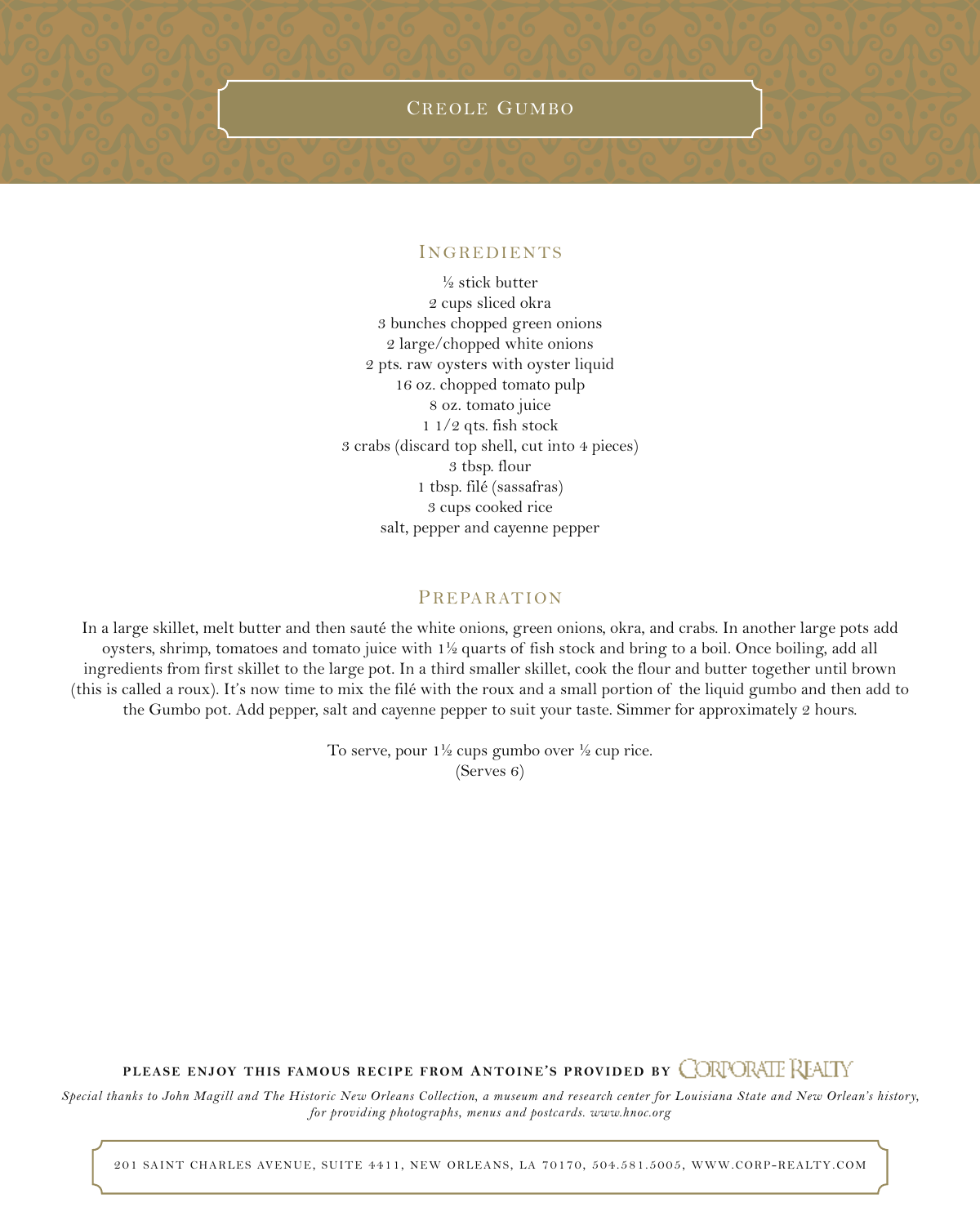# Creole Gumbo

## Ingredients

½ stick butter
2 cups sliced okra
3 bunches chopped green onions
2 large/chopped white onions
2 pts. raw oysters with oyster liquid
16 oz. chopped tomato pulp
8 oz. tomato juice
1 1/2 qts. fish stock
3 crabs (discard top shell, cut into 4 pieces)
3 tbsp. flour
1 tbsp. filé (sassafras)
3 cups cooked rice
salt, pepper and cayenne pepper

## Preparation

In a large skillet, melt butter and then sauté the white onions, green onions, okra, and crabs. In another large pots add oysters, shrimp, tomatoes and tomato juice with 1½ quarts of fish stock and bring to a boil. Once boiling, add all ingredients from first skillet to the large pot. In a third smaller skillet, cook the flour and butter together until brown (this is called a roux). It's now time to mix the filé with the roux and a small portion of the liquid gumbo and then add to the Gumbo pot. Add pepper, salt and cayenne pepper to suit your taste. Simmer for approximately 2 hours.

To serve, pour 1½ cups gumbo over ½ cup rice.
(Serves 6)

**PLEASE ENJOY THIS FAMOUS RECIPE FROM ANTOINE'S PROVIDED BY** CORPORATE REALTY

*Special thanks to John Magill and The Historic New Orleans Collection, a museum and research center for Louisiana State and New Orlean's history, for providing photographs, menus and postcards. www.hnoc.org*

201 SAINT CHARLES AVENUE, SUITE 4411, NEW ORLEANS, LA 70170, 504.581.5005, WWW.CORP-REALTY.COM